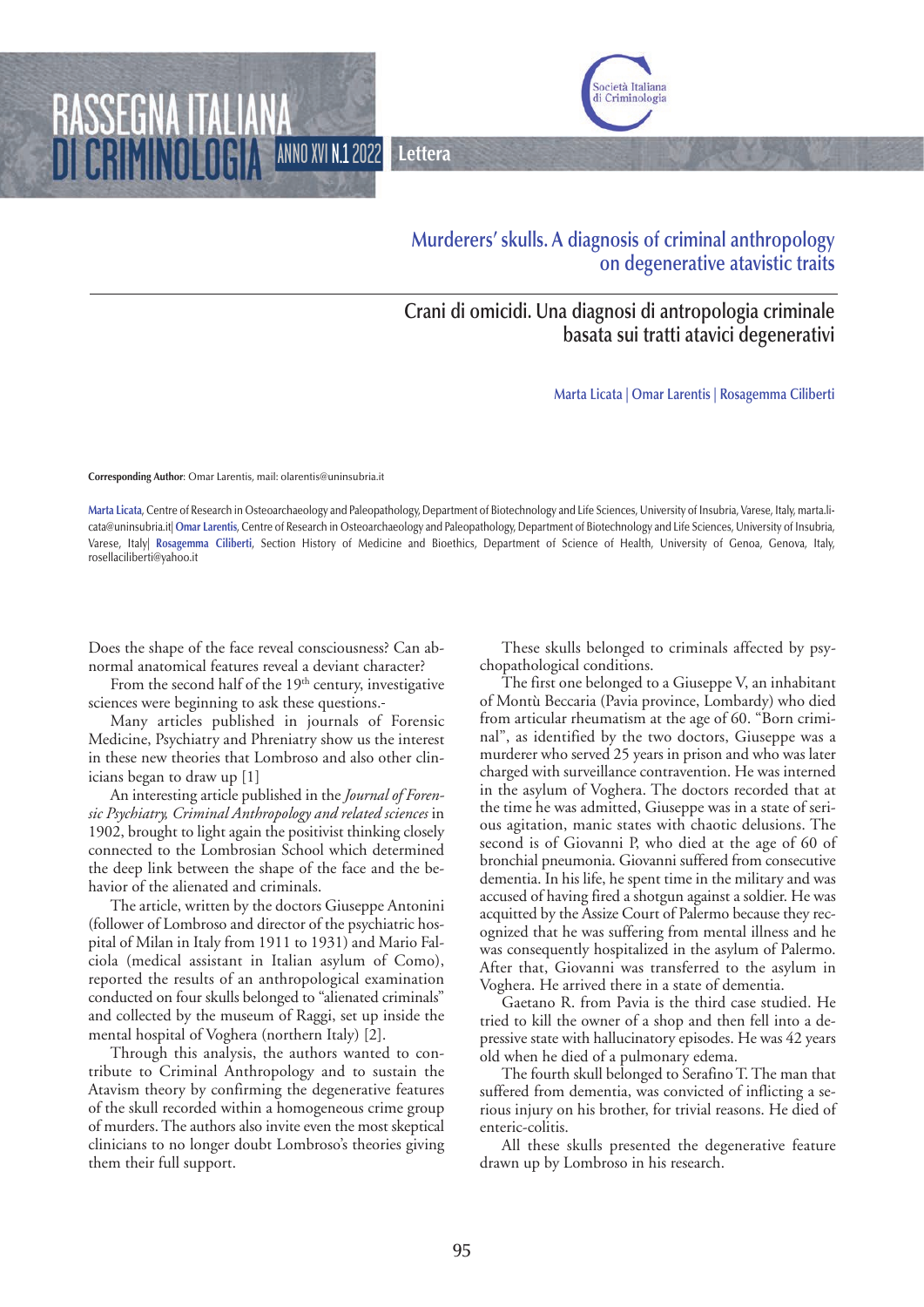Lettera

# Murderers' skulls. A diagnosis of criminal anthropology on degenerative atavistic traits

## Crani di omicidi. Una diagnosi di antropologia criminale basata sui tratti atavici degenerativi

Marta Licata | Omar Larentis | Rosagemma Ciliberti

**Corresponding Author**: Omar Larentis, mail: olarentis@uninsubria.it

**Marta Licata**, Centre of Research in Osteoarchaeology and Paleopathology, Department of Biotechnology and Life Sciences, University of Insubria, Varese, Italy, marta.licata@uninsubria.it| **Omar Larentis**, Centre of Research in Osteoarchaeology and Paleopathology, Department of Biotechnology and Life Sciences, University of Insubria, Varese, Italy| **Rosagemma Ciliberti**, Section History of Medicine and Bioethics, Department of Science of Health, University of Genoa, Genova, Italy, rosellaciliberti@yahoo.it

Does the shape of the face reveal consciousness? Can abnormal anatomical features reveal a deviant character?

From the second half of the 19th century, investigative sciences were beginning to ask these questions.-

Many articles published in journals of Forensic Medicine, Psychiatry and Phreniatry show us the interest in these new theories that Lombroso and also other clinicians began to draw up [1]

An interesting article published in the *Journal of Forensic Psychiatry, Criminal Anthropology and related sciences* in 1902, brought to light again the positivist thinking closely connected to the Lombrosian School which determined the deep link between the shape of the face and the behavior of the alienated and criminals.

The article, written by the doctors Giuseppe Antonini (follower of Lombroso and director of the psychiatric hospital of Milan in Italy from 1911 to 1931) and Mario Falciola (medical assistant in Italian asylum of Como), reported the results of an anthropological examination conducted on four skulls belonged to "alienated criminals" and collected by the museum of Raggi, set up inside the mental hospital of Voghera (northern Italy) [2].

Through this analysis, the authors wanted to contribute to Criminal Anthropology and to sustain the Atavism theory by confirming the degenerative features of the skull recorded within a homogeneous crime group of murders. The authors also invite even the most skeptical clinicians to no longer doubt Lombroso's theories giving them their full support.

These skulls belonged to criminals affected by psychopathological conditions.

The first one belonged to a Giuseppe V, an inhabitant of Montù Beccaria (Pavia province, Lombardy) who died from articular rheumatism at the age of 60. "Born criminal", as identified by the two doctors, Giuseppe was a murderer who served 25 years in prison and who was later charged with surveillance contravention. He was interned in the asylum of Voghera. The doctors recorded that at the time he was admitted, Giuseppe was in a state of serious agitation, manic states with chaotic delusions. The second is of Giovanni P, who died at the age of 60 of bronchial pneumonia. Giovanni suffered from consecutive dementia. In his life, he spent time in the military and was accused of having fired a shotgun against a soldier. He was acquitted by the Assize Court of Palermo because they recognized that he was suffering from mental illness and he was consequently hospitalized in the asylum of Palermo. After that, Giovanni was transferred to the asylum in Voghera. He arrived there in a state of dementia.

Gaetano R. from Pavia is the third case studied. He tried to kill the owner of a shop and then fell into a depressive state with hallucinatory episodes. He was 42 years old when he died of a pulmonary edema.

The fourth skull belonged to Serafino T. The man that suffered from dementia, was convicted of inflicting a serious injury on his brother, for trivial reasons. He died of enteric-colitis.

All these skulls presented the degenerative feature drawn up by Lombroso in his research.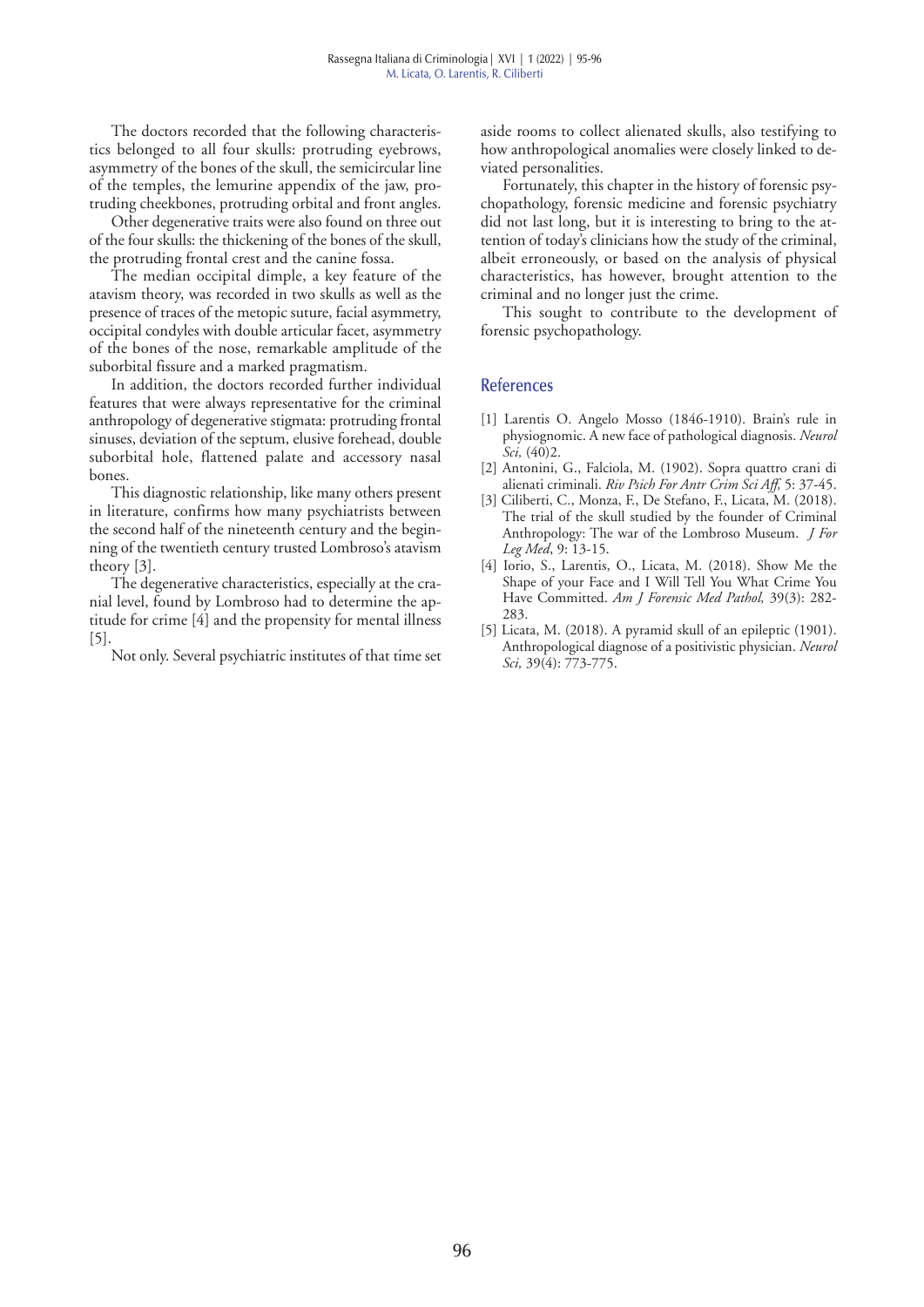The doctors recorded that the following characteristics belonged to all four skulls: protruding eyebrows, asymmetry of the bones of the skull, the semicircular line of the temples, the lemurine appendix of the jaw, protruding cheekbones, protruding orbital and front angles.

Other degenerative traits were also found on three out of the four skulls: the thickening of the bones of the skull, the protruding frontal crest and the canine fossa.

The median occipital dimple, a key feature of the atavism theory, was recorded in two skulls as well as the presence of traces of the metopic suture, facial asymmetry, occipital condyles with double articular facet, asymmetry of the bones of the nose, remarkable amplitude of the suborbital fissure and a marked pragmatism.

In addition, the doctors recorded further individual features that were always representative for the criminal anthropology of degenerative stigmata: protruding frontal sinuses, deviation of the septum, elusive forehead, double suborbital hole, flattened palate and accessory nasal bones.

This diagnostic relationship, like many others present in literature, confirms how many psychiatrists between the second half of the nineteenth century and the beginning of the twentieth century trusted Lombroso's atavism theory [3].

The degenerative characteristics, especially at the cranial level, found by Lombroso had to determine the aptitude for crime [4] and the propensity for mental illness [5].

Not only. Several psychiatric institutes of that time set aside rooms to collect alienated skulls, also testifying to how anthropological anomalies were closely linked to deviated personalities.

Fortunately, this chapter in the history of forensic psychopathology, forensic medicine and forensic psychiatry did not last long, but it is interesting to bring to the attention of today's clinicians how the study of the criminal, albeit erroneously, or based on the analysis of physical characteristics, has however, brought attention to the criminal and no longer just the crime.

This sought to contribute to the development of forensic psychopathology.

## References

[1] Larentis O. Angelo Mosso (1846-1910). Brain's rule in physiognomic. A new face of pathological diagnosis. *Neurol Sci,* (40)2.

[2] Antonini, G., Falciola, M. (1902). Sopra quattro crani di alienati criminali. *Riv Psich For Antr Crim Sci Aff,* 5: 37-45.

[3] Ciliberti, C., Monza, F., De Stefano, F., Licata, M. (2018). The trial of the skull studied by the founder of Criminal Anthropology: The war of the Lombroso Museum. *J For Leg Med*, 9: 13-15.

[4] Iorio, S., Larentis, O., Licata, M. (2018). Show Me the Shape of your Face and I Will Tell You What Crime You Have Committed. *Am J Forensic Med Pathol,* 39(3): 282-283.

[5] Licata, M. (2018). A pyramid skull of an epileptic (1901). Anthropological diagnose of a positivistic physician. *Neurol Sci,* 39(4): 773-775.